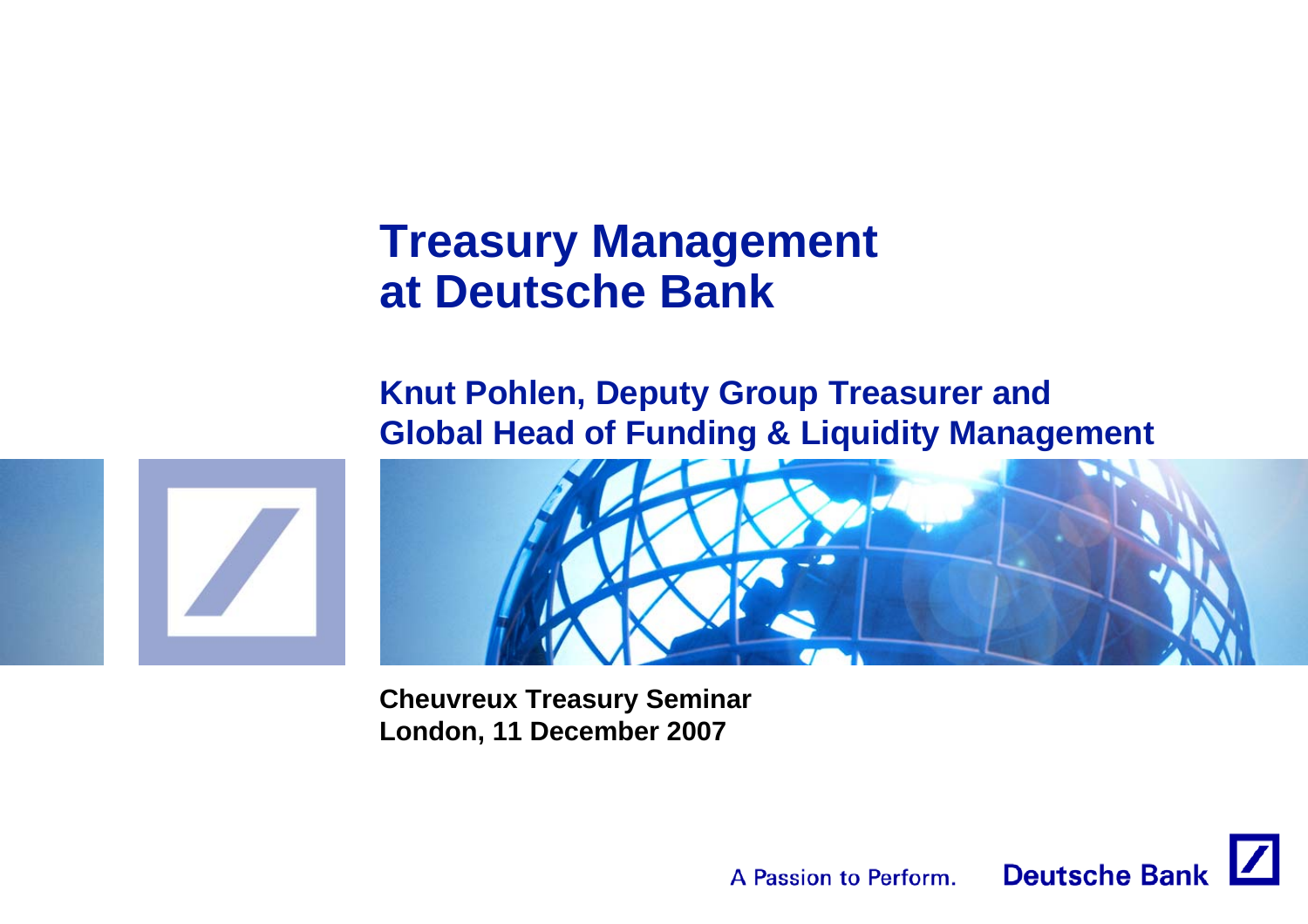# Treasury Management at Deutsche Bank

**Knut Pohlen, Deputy Group Treasurer and Global Head of Funding & Liquidity Management**

**Cheuvreux Treasury Seminar**
**London, 11 December 2007**

A Passion to Perform. Deutsche Bank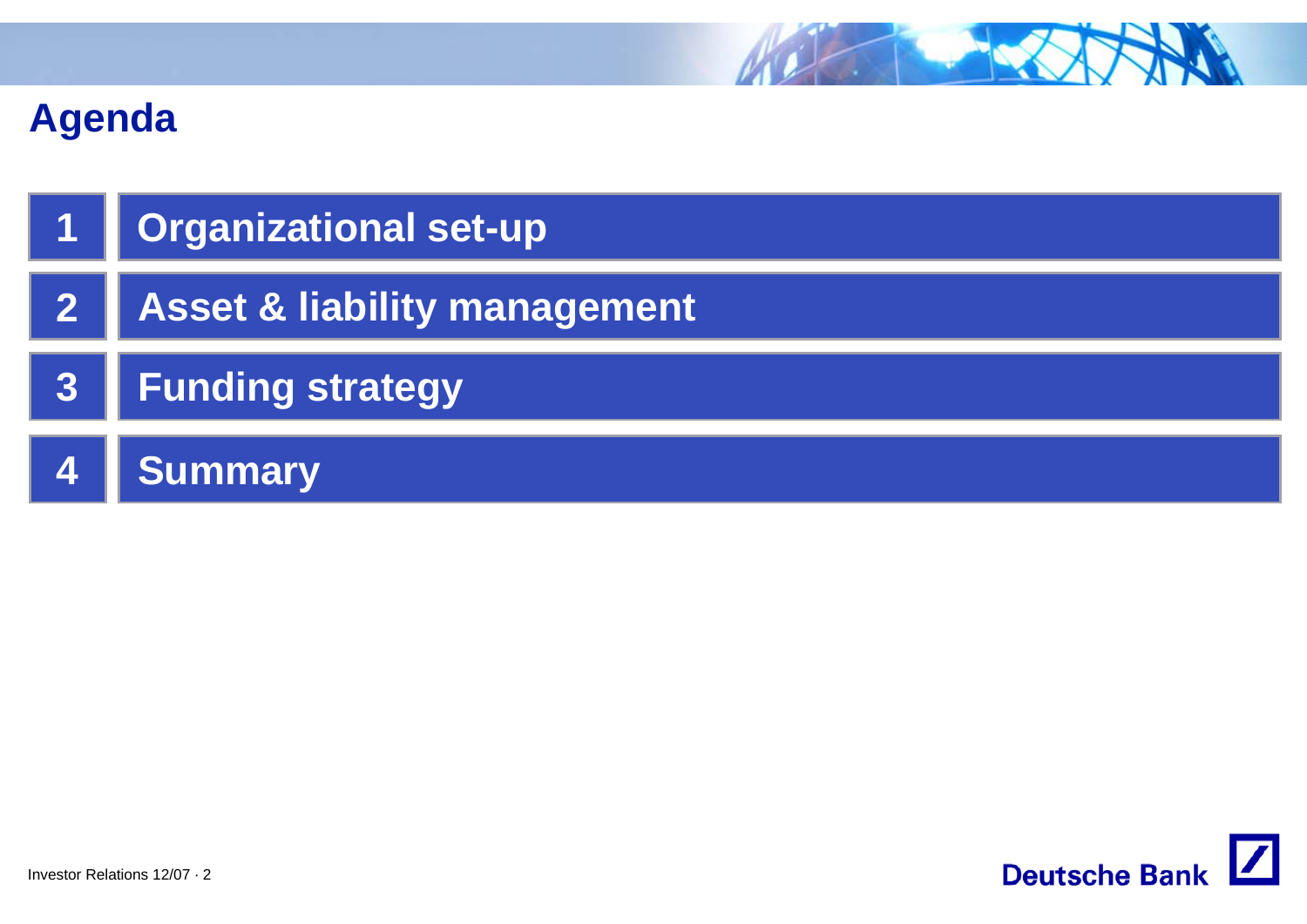# Agenda

1. Organizational set-up
2. Asset & liability management
3. Funding strategy
4. Summary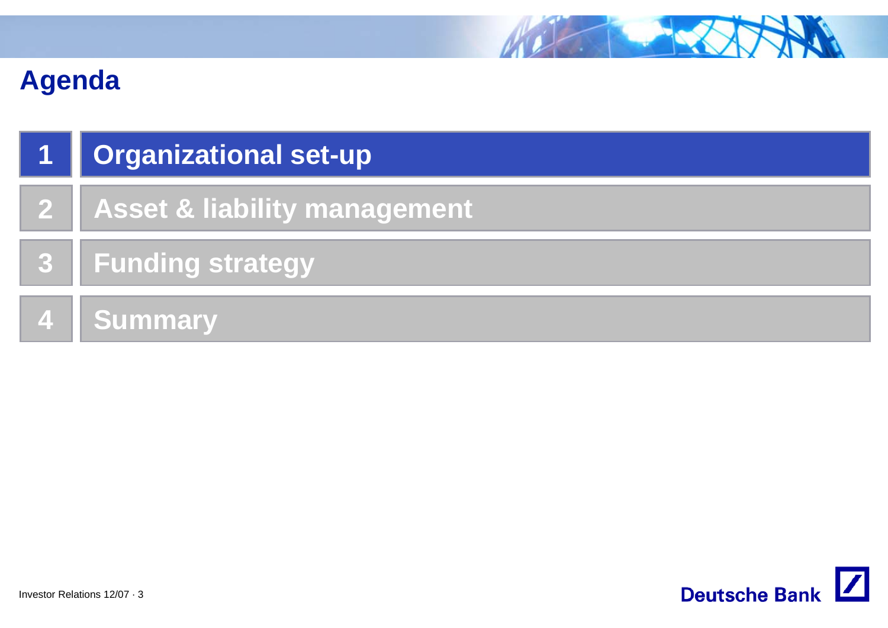# Agenda

1. Organizational set-up
2. Asset & liability management
3. Funding strategy
4. Summary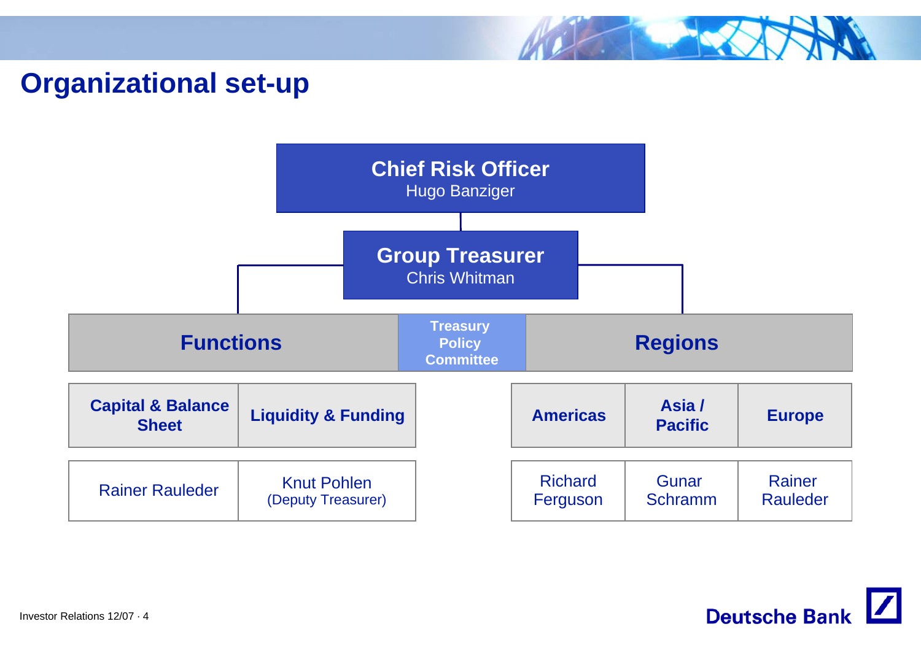# Organizational set-up

**Chief Risk Officer**
Hugo Banziger

**Group Treasurer**
Chris Whitman

**Treasury Policy Committee**

| **Functions** | |
|---|---|
| **Capital & Balance Sheet** | **Liquidity & Funding** |
| Rainer Rauleder | Knut Pohlen (Deputy Treasurer) |

| **Regions** | | |
|---|---|---|
| **Americas** | **Asia / Pacific** | **Europe** |
| Richard Ferguson | Gunar Schramm | Rainer Rauleder |

Investor Relations 12/07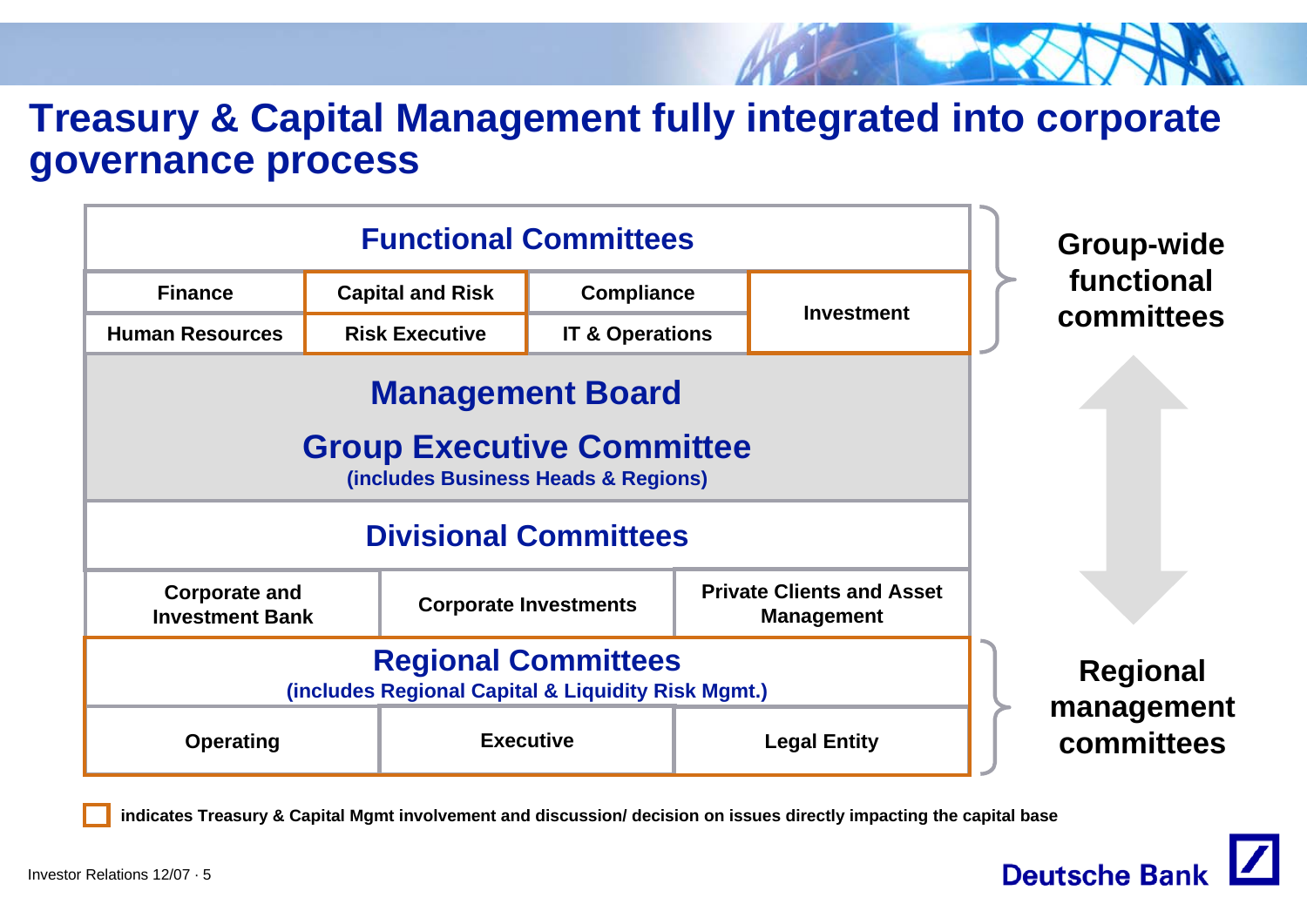# Treasury & Capital Management fully integrated into corporate governance process

| Functional Committees | | | |
|---|---|---|---|
| Finance | Capital and Risk | Compliance | Investment |
| Human Resources | Risk Executive | IT & Operations | |

**Group-wide functional committees**

## Management Board

## Group Executive Committee

(includes Business Heads & Regions)

| Divisional Committees | | |
|---|---|---|
| Corporate and Investment Bank | Corporate Investments | Private Clients and Asset Management |

| Regional Committees (includes Regional Capital & Liquidity Risk Mgmt.) | | |
|---|---|---|
| Operating | Executive | Legal Entity |

**Regional management committees**

indicates Treasury & Capital Mgmt involvement and discussion/ decision on issues directly impacting the capital base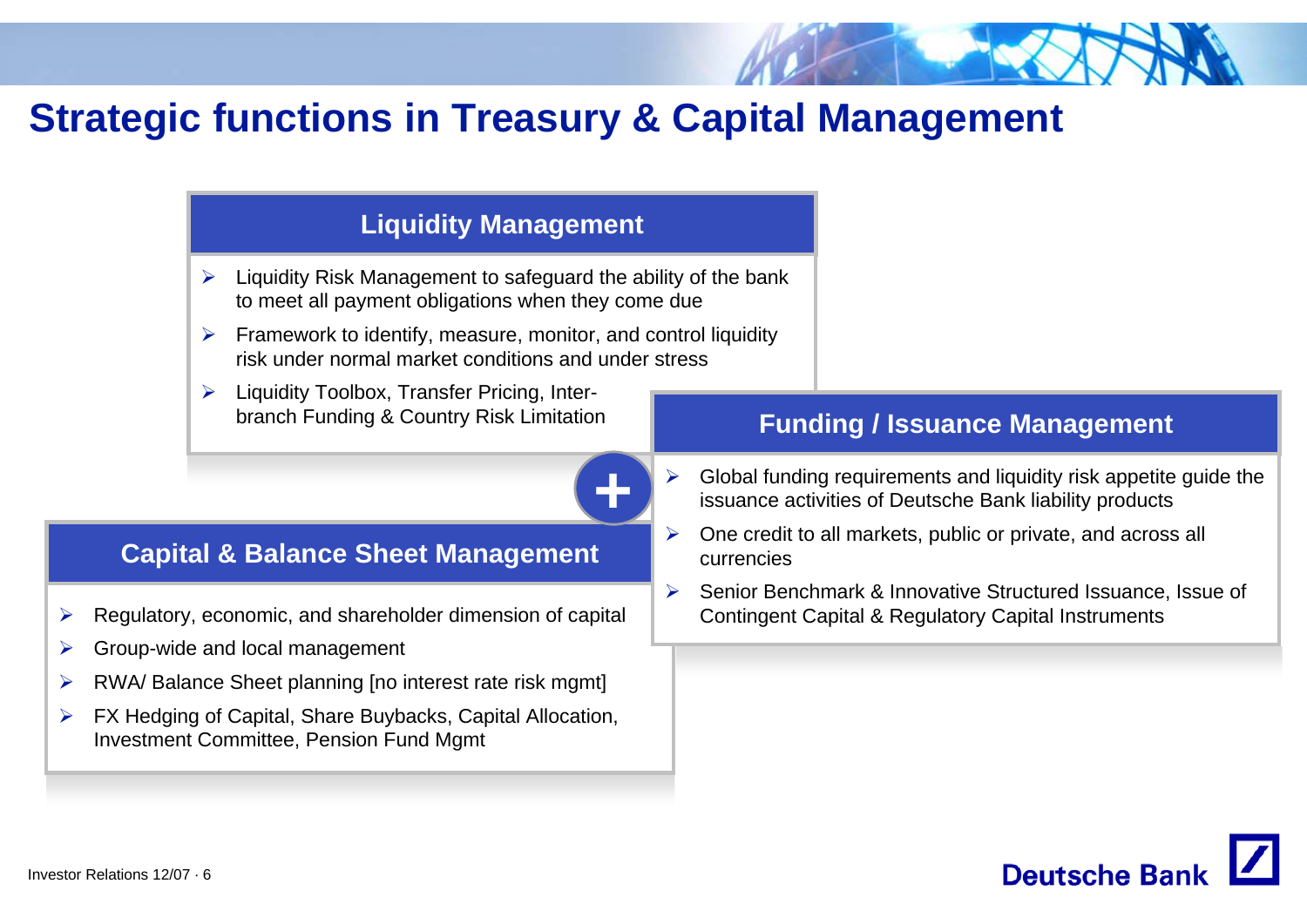# Strategic functions in Treasury & Capital Management

## Liquidity Management

- Liquidity Risk Management to safeguard the ability of the bank to meet all payment obligations when they come due
- Framework to identify, measure, monitor, and control liquidity risk under normal market conditions and under stress
- Liquidity Toolbox, Transfer Pricing, Inter-branch Funding & Country Risk Limitation

## Funding / Issuance Management

- Global funding requirements and liquidity risk appetite guide the issuance activities of Deutsche Bank liability products
- One credit to all markets, public or private, and across all currencies
- Senior Benchmark & Innovative Structured Issuance, Issue of Contingent Capital & Regulatory Capital Instruments

## Capital & Balance Sheet Management

- Regulatory, economic, and shareholder dimension of capital
- Group-wide and local management
- RWA/ Balance Sheet planning [no interest rate risk mgmt]
- FX Hedging of Capital, Share Buybacks, Capital Allocation, Investment Committee, Pension Fund Mgmt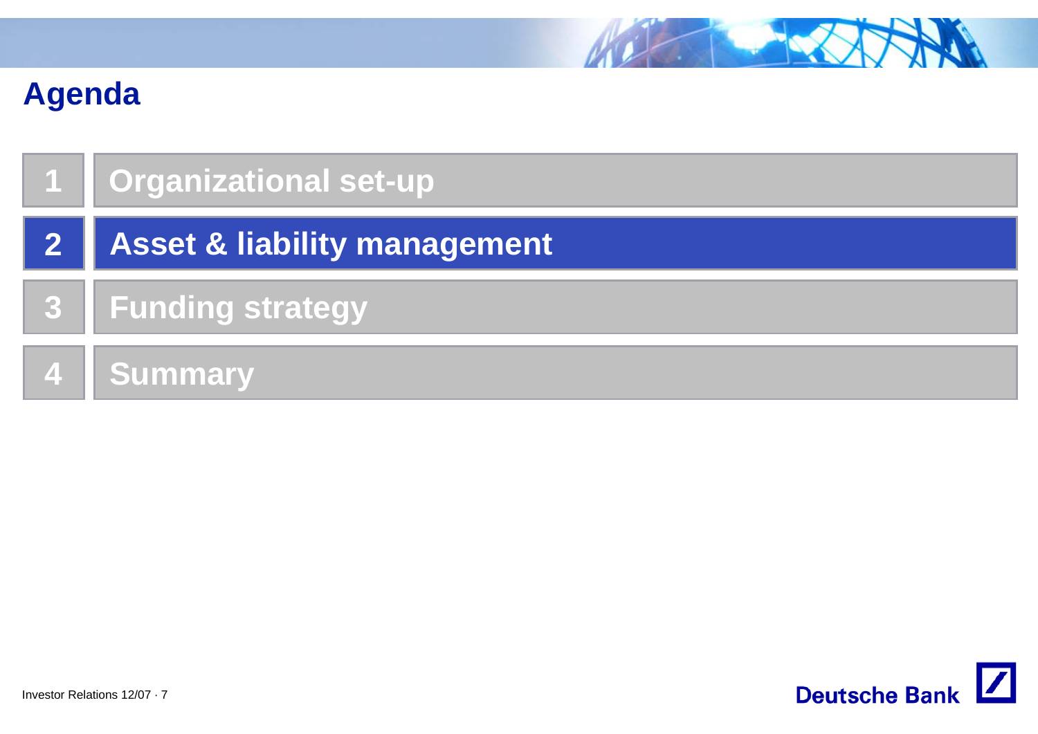# Agenda

1. Organizational set-up
2. **Asset & liability management**
3. Funding strategy
4. Summary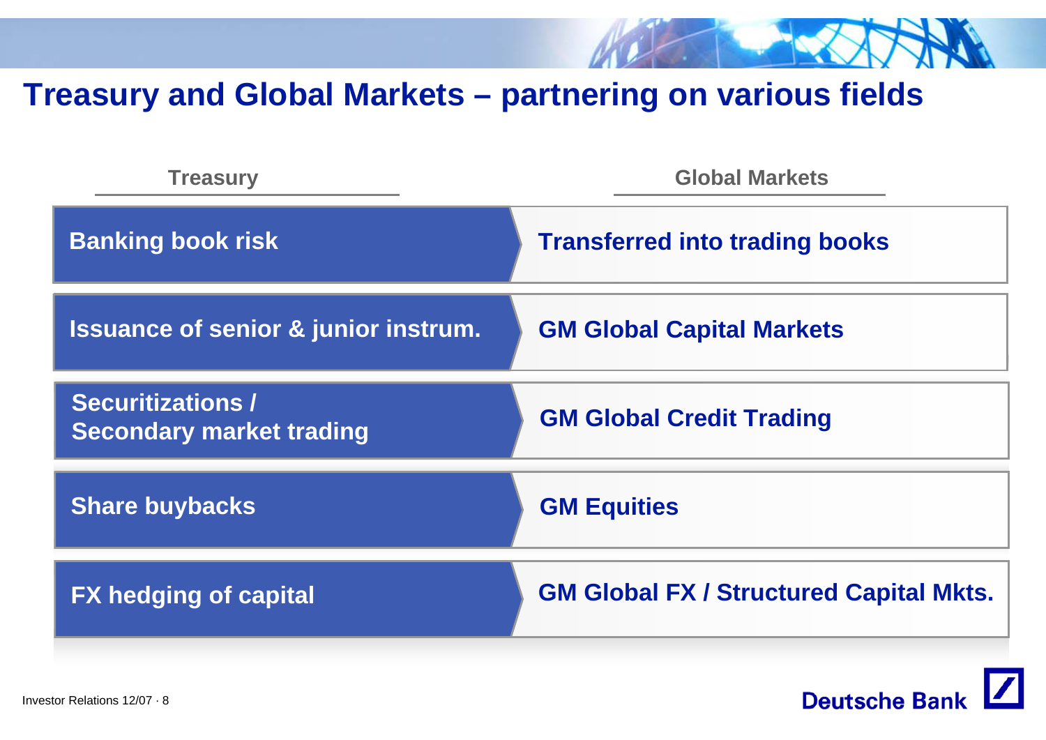# Treasury and Global Markets – partnering on various fields

| Treasury | Global Markets |
| --- | --- |
| Banking book risk | Transferred into trading books |
| Issuance of senior & junior instrum. | GM Global Capital Markets |
| Securitizations / Secondary market trading | GM Global Credit Trading |
| Share buybacks | GM Equities |
| FX hedging of capital | GM Global FX / Structured Capital Mkts. |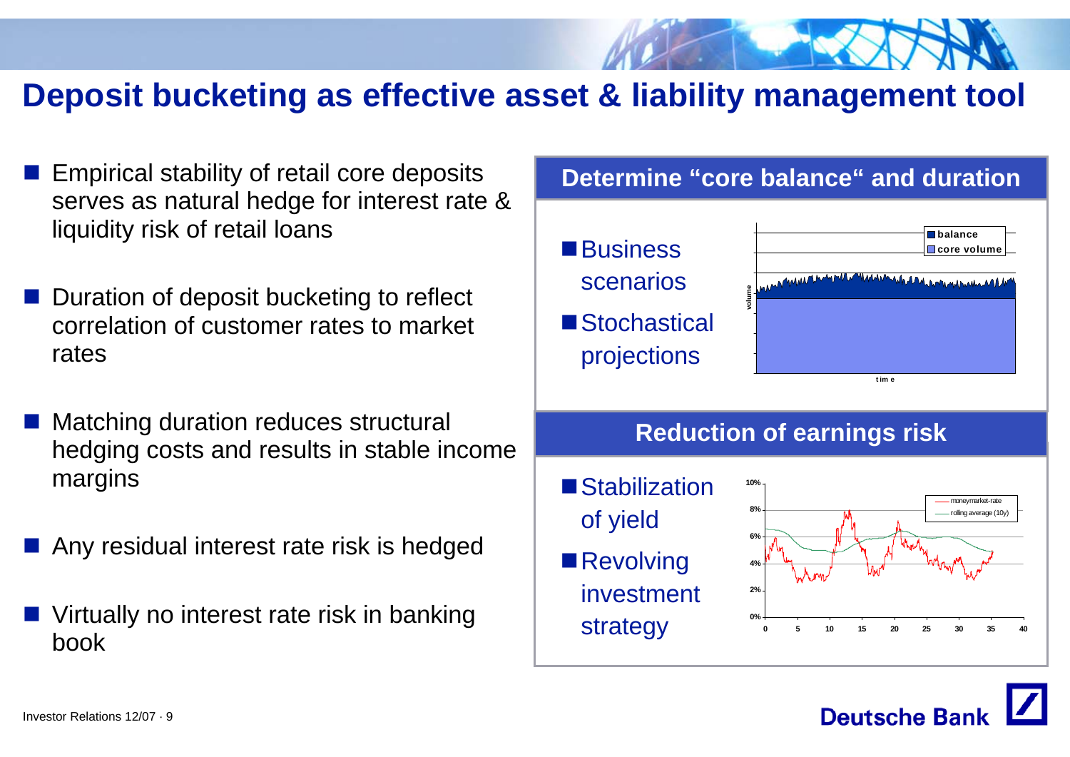# Deposit bucketing as effective asset & liability management tool

- Empirical stability of retail core deposits serves as natural hedge for interest rate & liquidity risk of retail loans
- Duration of deposit bucketing to reflect correlation of customer rates to market rates
- Matching duration reduces structural hedging costs and results in stable income margins
- Any residual interest rate risk is hedged
- Virtually no interest rate risk in banking book

## Determine "core balance" and duration

- Business scenarios
- Stochastical projections

## Reduction of earnings risk

- Stabilization of yield
- Revolving investment strategy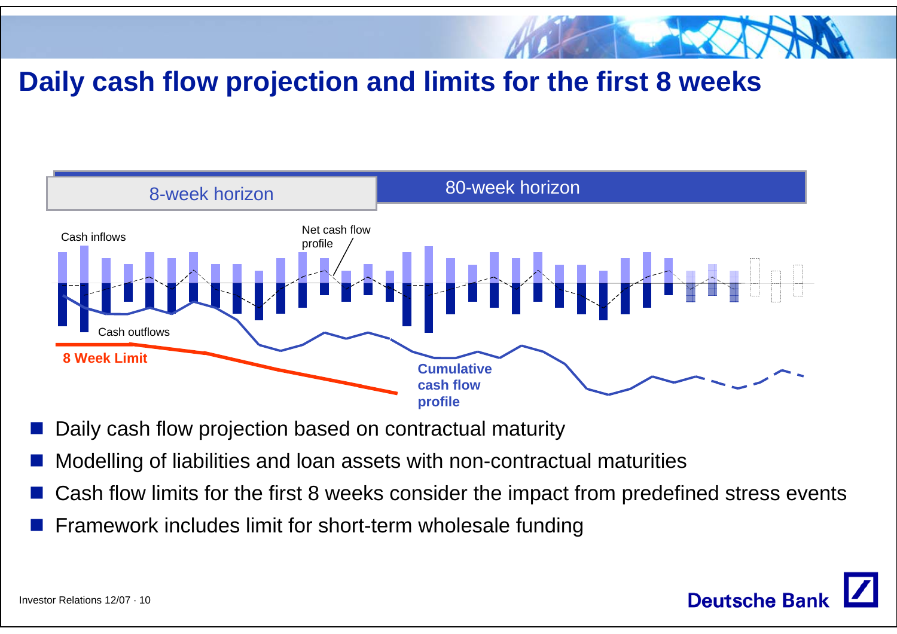# Daily cash flow projection and limits for the first 8 weeks

8-week horizon | 80-week horizon

Cash inflows

Net cash flow profile

Cash outflows

8 Week Limit

Cumulative cash flow profile

- Daily cash flow projection based on contractual maturity
- Modelling of liabilities and loan assets with non-contractual maturities
- Cash flow limits for the first 8 weeks consider the impact from predefined stress events
- Framework includes limit for short-term wholesale funding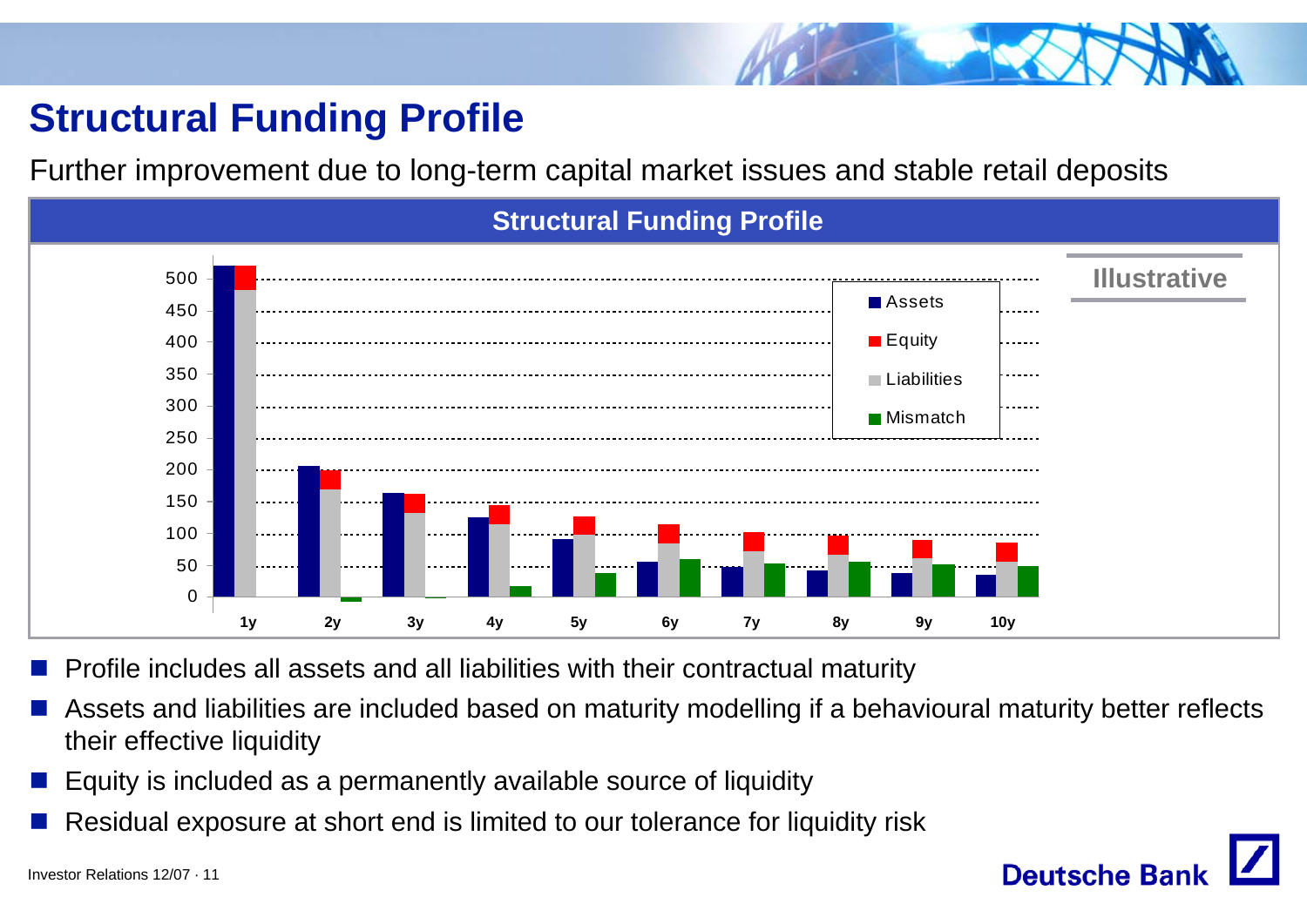# Structural Funding Profile

Further improvement due to long-term capital market issues and stable retail deposits

**Structural Funding Profile**

Illustrative

- Profile includes all assets and all liabilities with their contractual maturity
- Assets and liabilities are included based on maturity modelling if a behavioural maturity better reflects their effective liquidity
- Equity is included as a permanently available source of liquidity
- Residual exposure at short end is limited to our tolerance for liquidity risk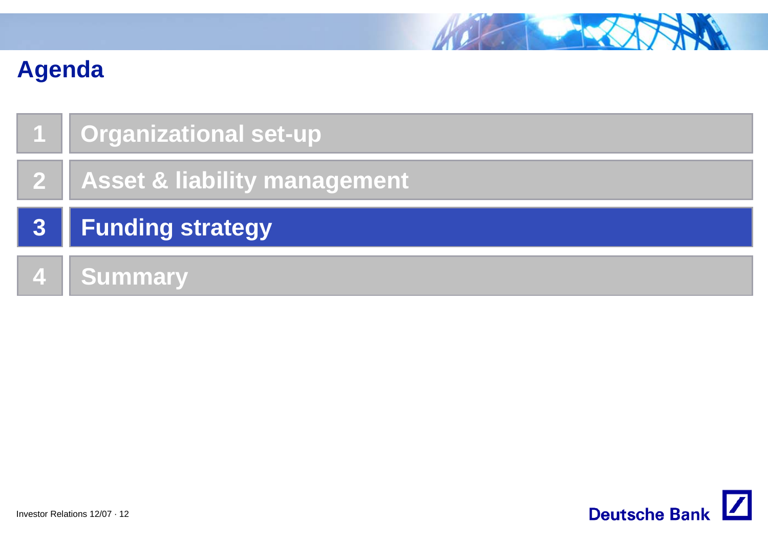# Agenda

1. Organizational set-up
2. Asset & liability management
3. **Funding strategy**
4. Summary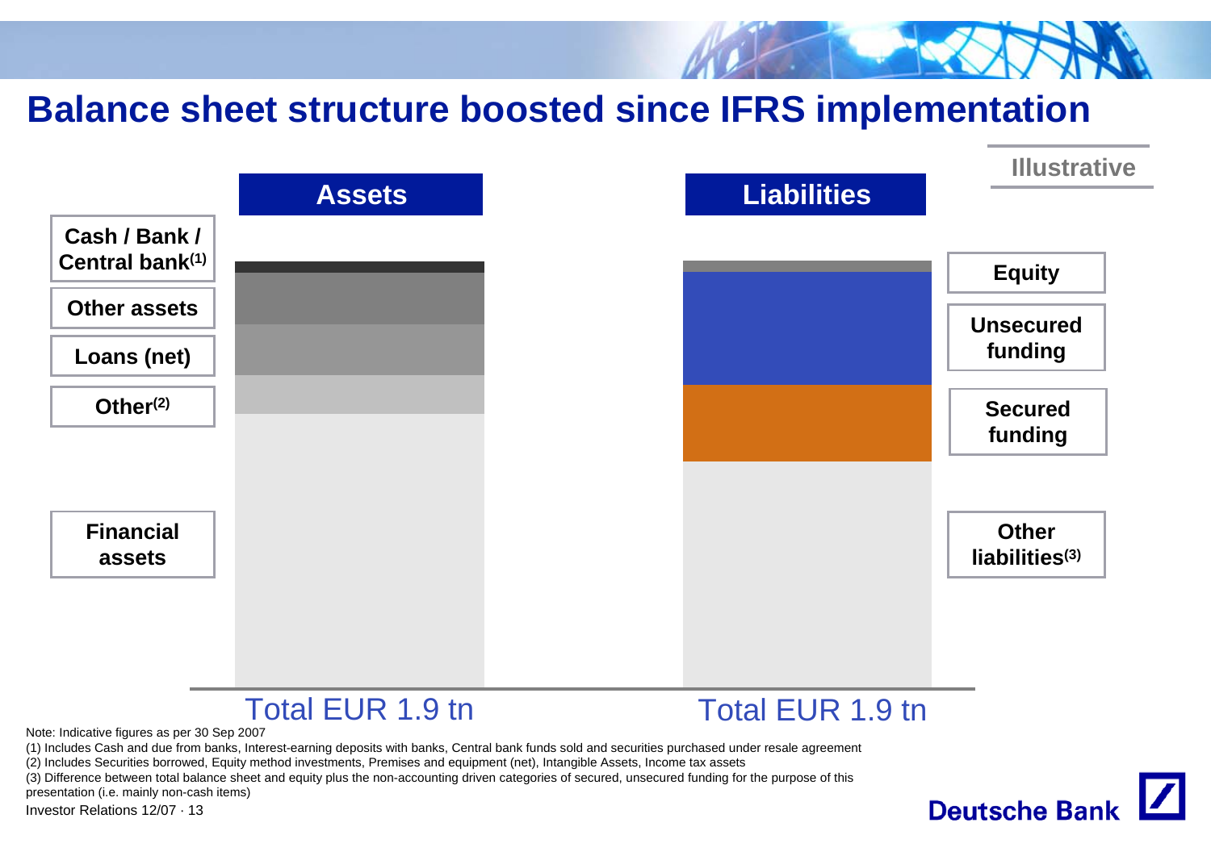# Balance sheet structure boosted since IFRS implementation

**Illustrative**

| **Assets** | **Liabilities** |
|---|---|
| Cash / Bank / Central bank(1) | Equity |
| Other assets | Unsecured funding |
| Loans (net) | Secured funding |
| Other(2) | Other liabilities(3) |
| Financial assets | |
| Total EUR 1.9 tn | Total EUR 1.9 tn |

Note: Indicative figures as per 30 Sep 2007

(1) Includes Cash and due from banks, Interest-earning deposits with banks, Central bank funds sold and securities purchased under resale agreement

(2) Includes Securities borrowed, Equity method investments, Premises and equipment (net), Intangible Assets, Income tax assets

(3) Difference between total balance sheet and equity plus the non-accounting driven categories of secured, unsecured funding for the purpose of this presentation (i.e. mainly non-cash items)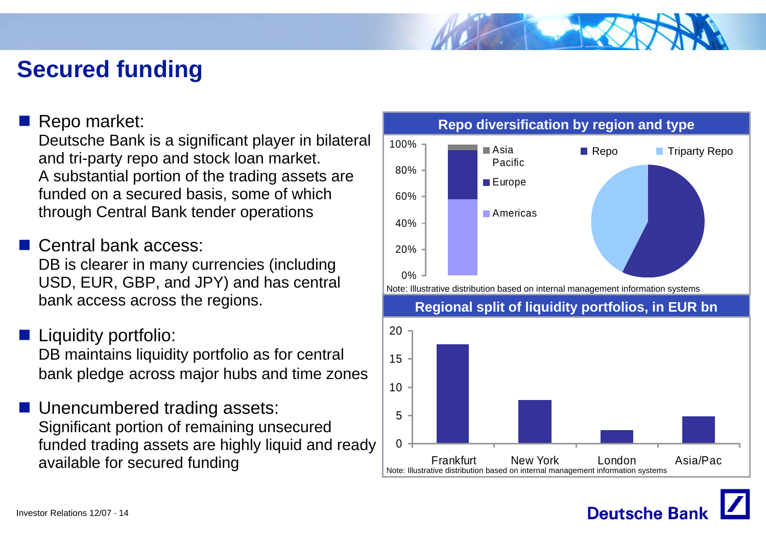# Secured funding

- **Repo market:**
  Deutsche Bank is a significant player in bilateral and tri-party repo and stock loan market. A substantial portion of the trading assets are funded on a secured basis, some of which through Central Bank tender operations

- **Central bank access:**
  DB is clearer in many currencies (including USD, EUR, GBP, and JPY) and has central bank access across the regions.

- **Liquidity portfolio:**
  DB maintains liquidity portfolio as for central bank pledge across major hubs and time zones

- **Unencumbered trading assets:**
  Significant portion of remaining unsecured funded trading assets are highly liquid and ready available for secured funding

**Repo diversification by region and type**

Legend: Asia Pacific, Europe, Americas; Repo, Triparty Repo

Note: Illustrative distribution based on internal management information systems

**Regional split of liquidity portfolios, in EUR bn**

Frankfurt, New York, London, Asia/Pac

Note: Illustrative distribution based on internal management information systems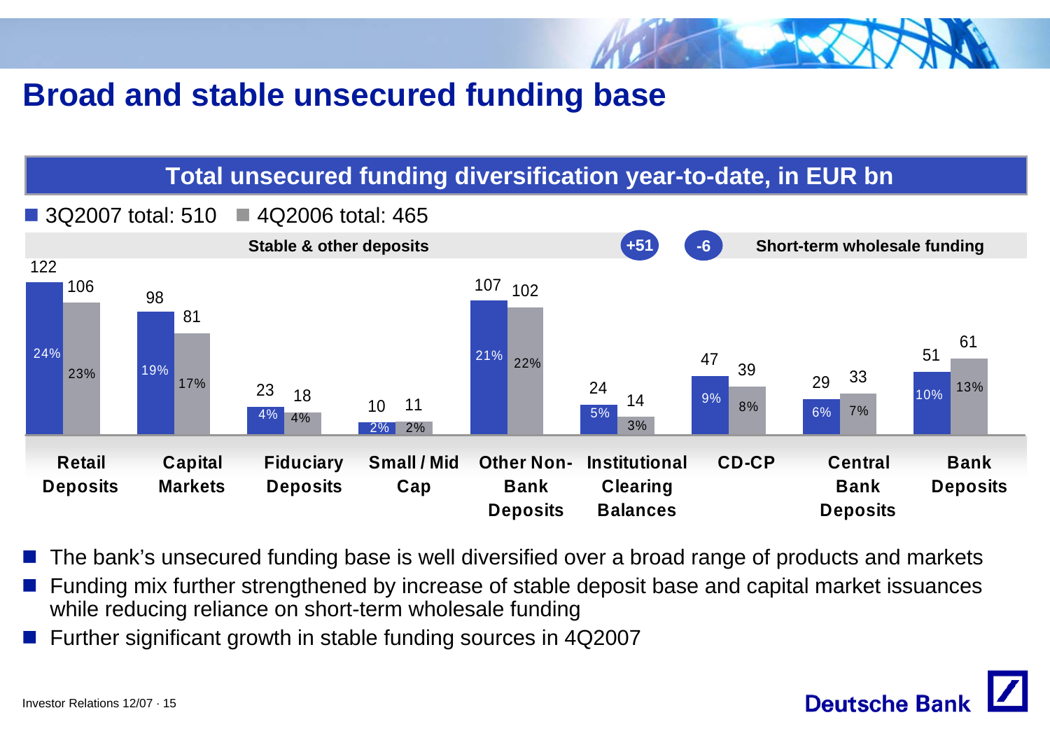# Broad and stable unsecured funding base

## Total unsecured funding diversification year-to-date, in EUR bn

3Q2007 total: 510 | 4Q2006 total: 465

Stable & other deposits: +51 | Short-term wholesale funding: -6

| Category | 3Q2007 | 3Q2007 % | 4Q2006 | 4Q2006 % |
|---|---|---|---|---|
| **Stable & other deposits** | | | | |
| Retail Deposits | 122 | 24% | 106 | 23% |
| Capital Markets | 98 | 19% | 81 | 17% |
| Fiduciary Deposits | 23 | 4% | 18 | 4% |
| Small / Mid Cap | 10 | 2% | 11 | 2% |
| Other Non-Bank Deposits | 107 | 21% | 102 | 22% |
| Institutional Clearing Balances | 24 | 5% | 14 | 3% |
| **Short-term wholesale funding** | | | | |
| CD-CP | 47 | 9% | 39 | 8% |
| Central Bank Deposits | 29 | 6% | 33 | 7% |
| Bank Deposits | 51 | 10% | 61 | 13% |

- The bank's unsecured funding base is well diversified over a broad range of products and markets
- Funding mix further strengthened by increase of stable deposit base and capital market issuances while reducing reliance on short-term wholesale funding
- Further significant growth in stable funding sources in 4Q2007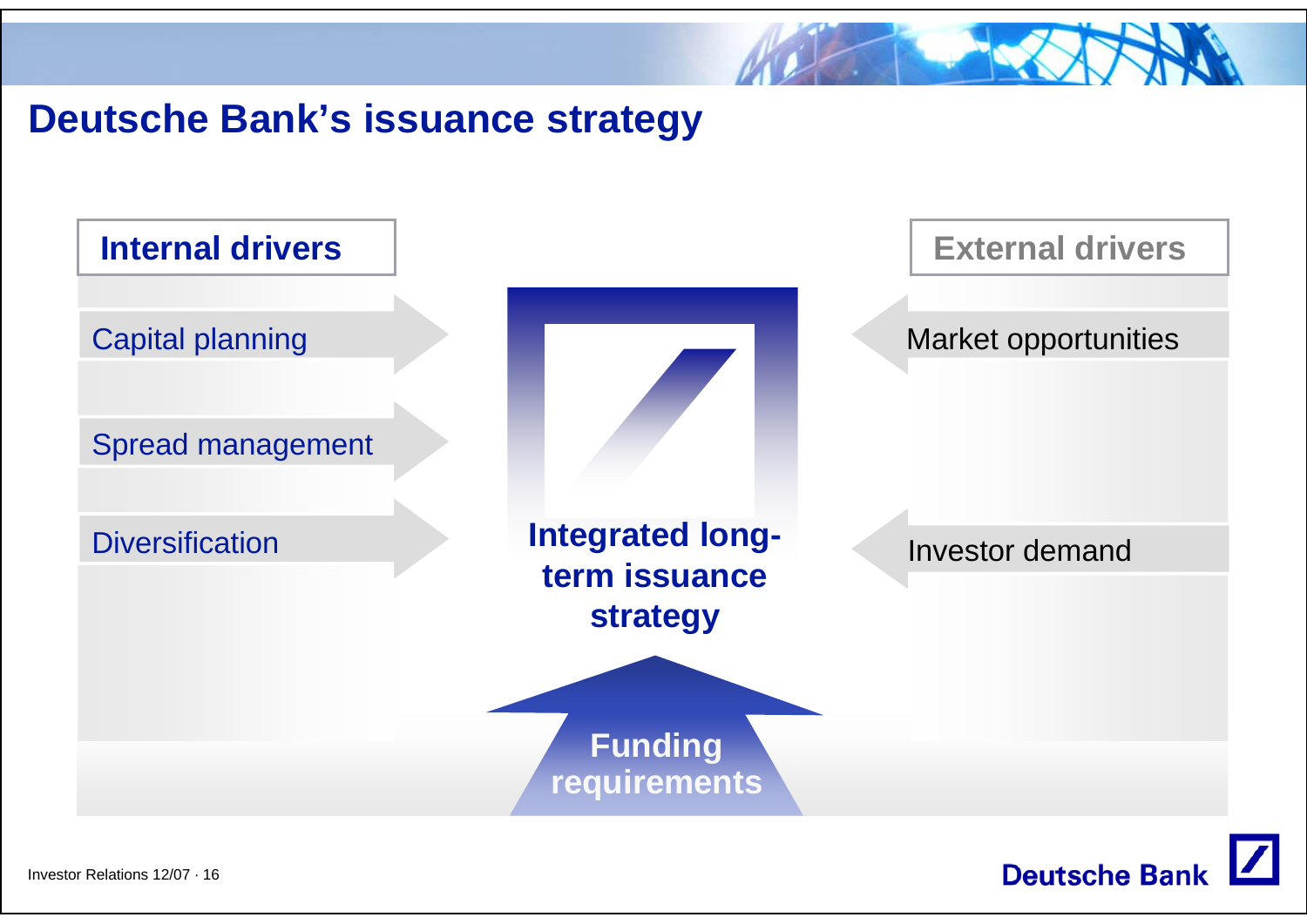# Deutsche Bank's issuance strategy

**Internal drivers**

- Capital planning
- Spread management
- Diversification

**External drivers**

- Market opportunities
- Investor demand

**Integrated long-term issuance strategy**

**Funding requirements**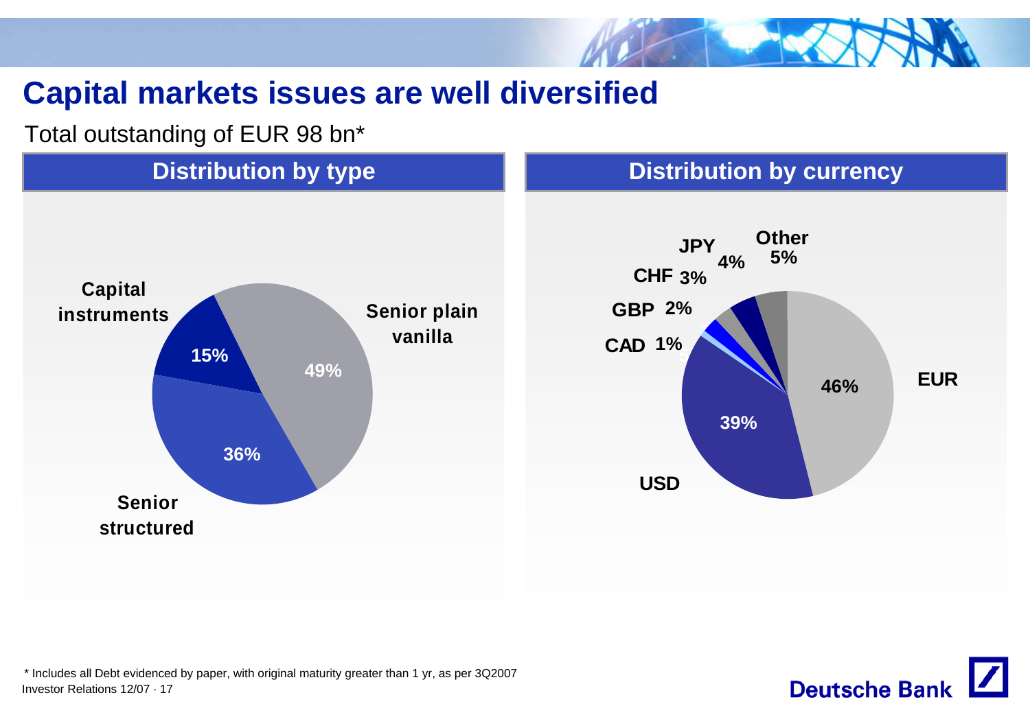# Capital markets issues are well diversified

Total outstanding of EUR 98 bn*

## Distribution by type

| Type | Share |
|---|---|
| Senior plain vanilla | 49% |
| Senior structured | 36% |
| Capital instruments | 15% |

## Distribution by currency

| Currency | Share |
|---|---|
| EUR | 46% |
| USD | 39% |
| CAD | 1% |
| GBP | 2% |
| CHF | 3% |
| JPY | 4% |
| Other | 5% |

* Includes all Debt evidenced by paper, with original maturity greater than 1 yr, as per 3Q2007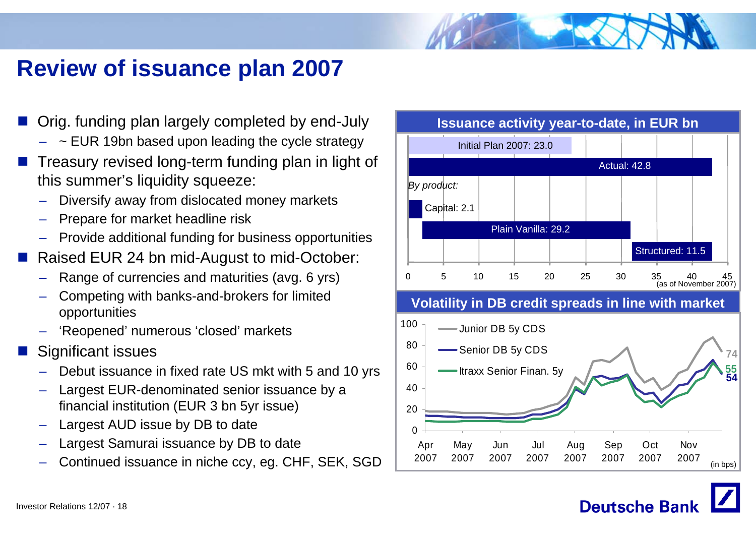# Review of issuance plan 2007

- Orig. funding plan largely completed by end-July
  - ~ EUR 19bn based upon leading the cycle strategy
- Treasury revised long-term funding plan in light of this summer's liquidity squeeze:
  - Diversify away from dislocated money markets
  - Prepare for market headline risk
  - Provide additional funding for business opportunities
- Raised EUR 24 bn mid-August to mid-October:
  - Range of currencies and maturities (avg. 6 yrs)
  - Competing with banks-and-brokers for limited opportunities
  - 'Reopened' numerous 'closed' markets
- Significant issues
  - Debut issuance in fixed rate US mkt with 5 and 10 yrs
  - Largest EUR-denominated senior issuance by a financial institution (EUR 3 bn 5yr issue)
  - Largest AUD issue by DB to date
  - Largest Samurai issuance by DB to date
  - Continued issuance in niche ccy, eg. CHF, SEK, SGD

**Issuance activity year-to-date, in EUR bn**

| | EUR bn |
|---|---|
| Initial Plan 2007 | 23.0 |
| Actual | 42.8 |
| *By product:* | |
| Capital | 2.1 |
| Plain Vanilla | 29.2 |
| Structured | 11.5 |

(as of November 2007)

**Volatility in DB credit spreads in line with market**

Junior DB 5y CDS: 74; Senior DB 5y CDS: 54; Itraxx Senior Finan. 5y: 55 (Apr 2007 – Nov 2007, in bps)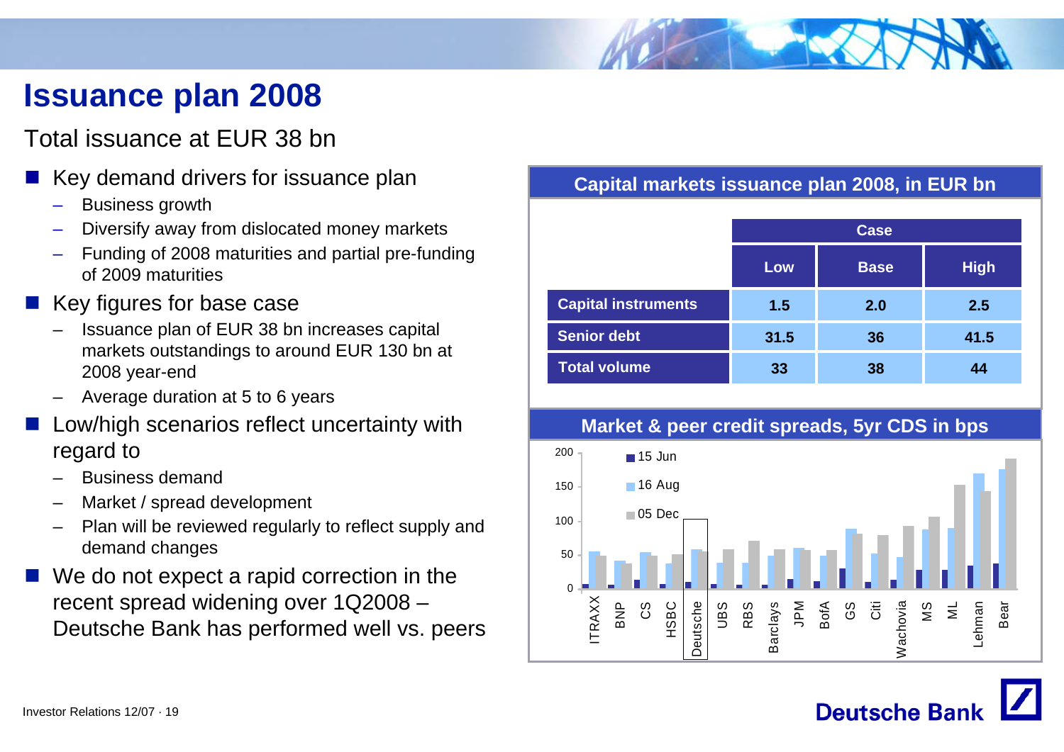# Issuance plan 2008

## Total issuance at EUR 38 bn

- Key demand drivers for issuance plan
  - Business growth
  - Diversify away from dislocated money markets
  - Funding of 2008 maturities and partial pre-funding of 2009 maturities
- Key figures for base case
  - Issuance plan of EUR 38 bn increases capital markets outstandings to around EUR 130 bn at 2008 year-end
  - Average duration at 5 to 6 years
- Low/high scenarios reflect uncertainty with regard to
  - Business demand
  - Market / spread development
  - Plan will be reviewed regularly to reflect supply and demand changes
- We do not expect a rapid correction in the recent spread widening over 1Q2008 – Deutsche Bank has performed well vs. peers

**Capital markets issuance plan 2008, in EUR bn**

| | Case | | |
|---|---|---|---|
| | Low | Base | High |
| Capital instruments | 1.5 | 2.0 | 2.5 |
| Senior debt | 31.5 | 36 | 41.5 |
| Total volume | 33 | 38 | 44 |

**Market & peer credit spreads, 5yr CDS in bps**

Legend: 15 Jun, 16 Aug, 05 Dec

Y-axis: 0, 50, 100, 150, 200

X-axis: ITRAXX, BNP, CS, HSBC, Deutsche, UBS, RBS, Barclays, JPM, BofA, GS, Citi, Wachovia, MS, ML, Lehman, Bear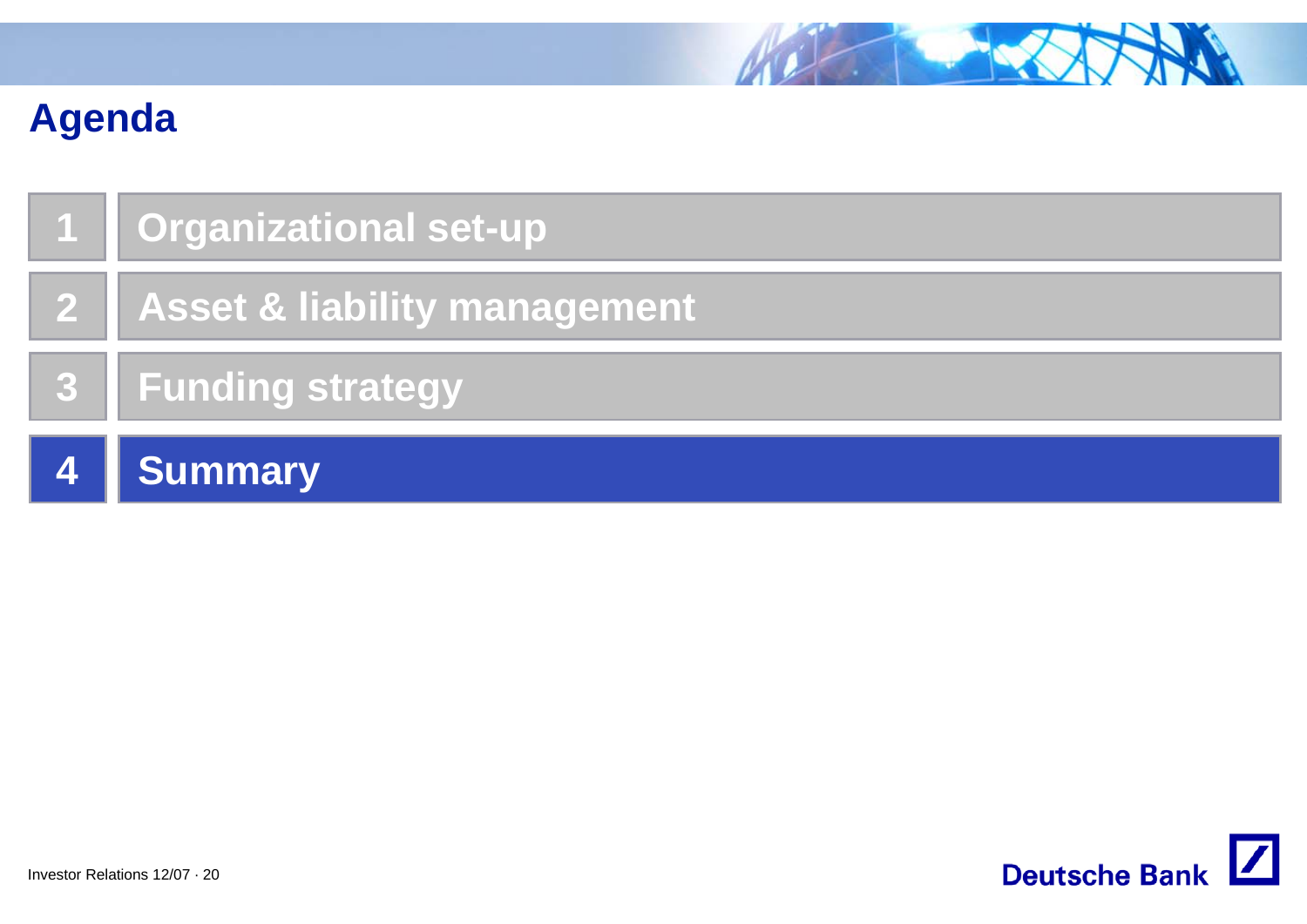# Agenda

1. Organizational set-up
2. Asset & liability management
3. Funding strategy
4. **Summary**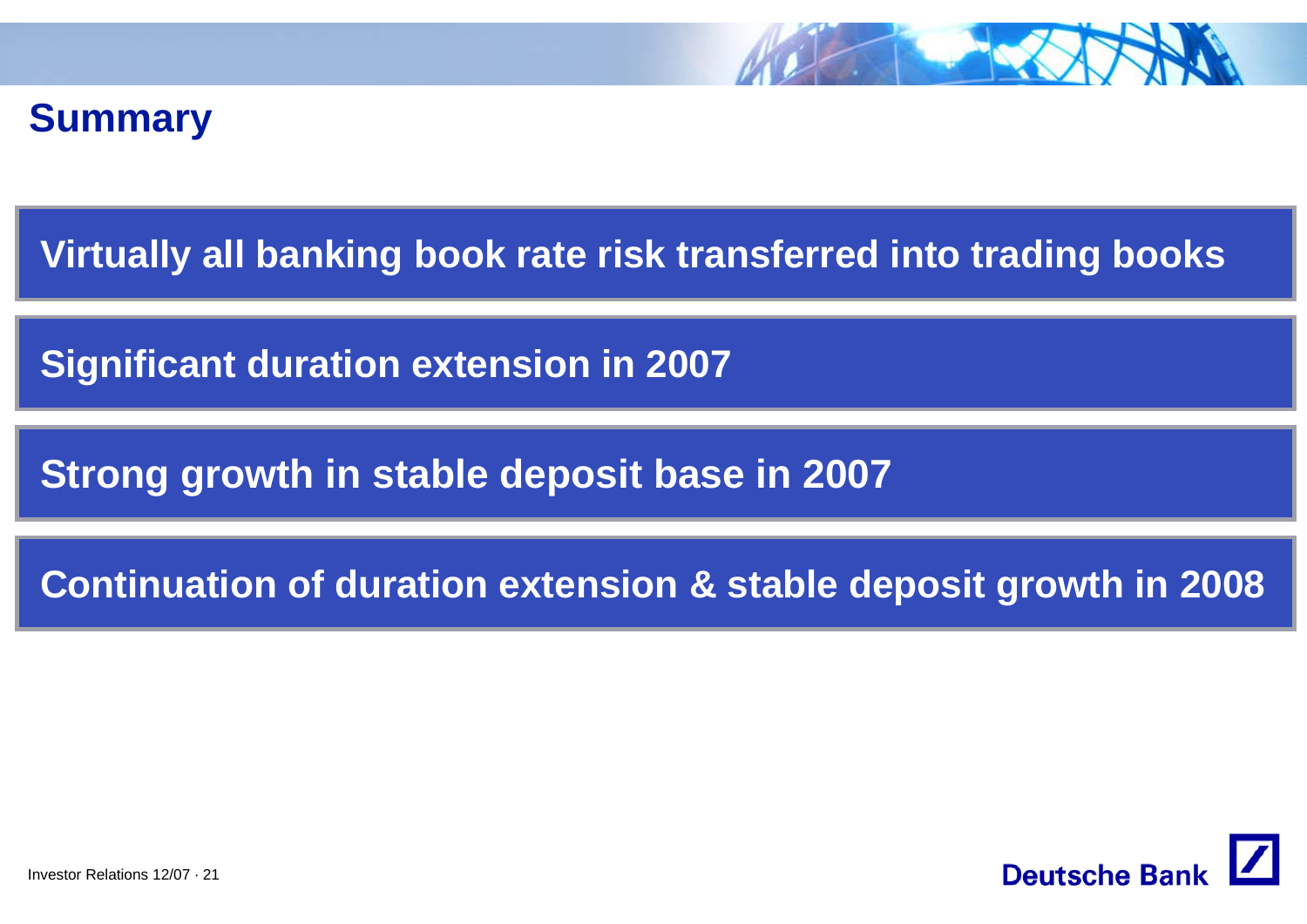# Summary

**Virtually all banking book rate risk transferred into trading books**

**Significant duration extension in 2007**

**Strong growth in stable deposit base in 2007**

**Continuation of duration extension & stable deposit growth in 2008**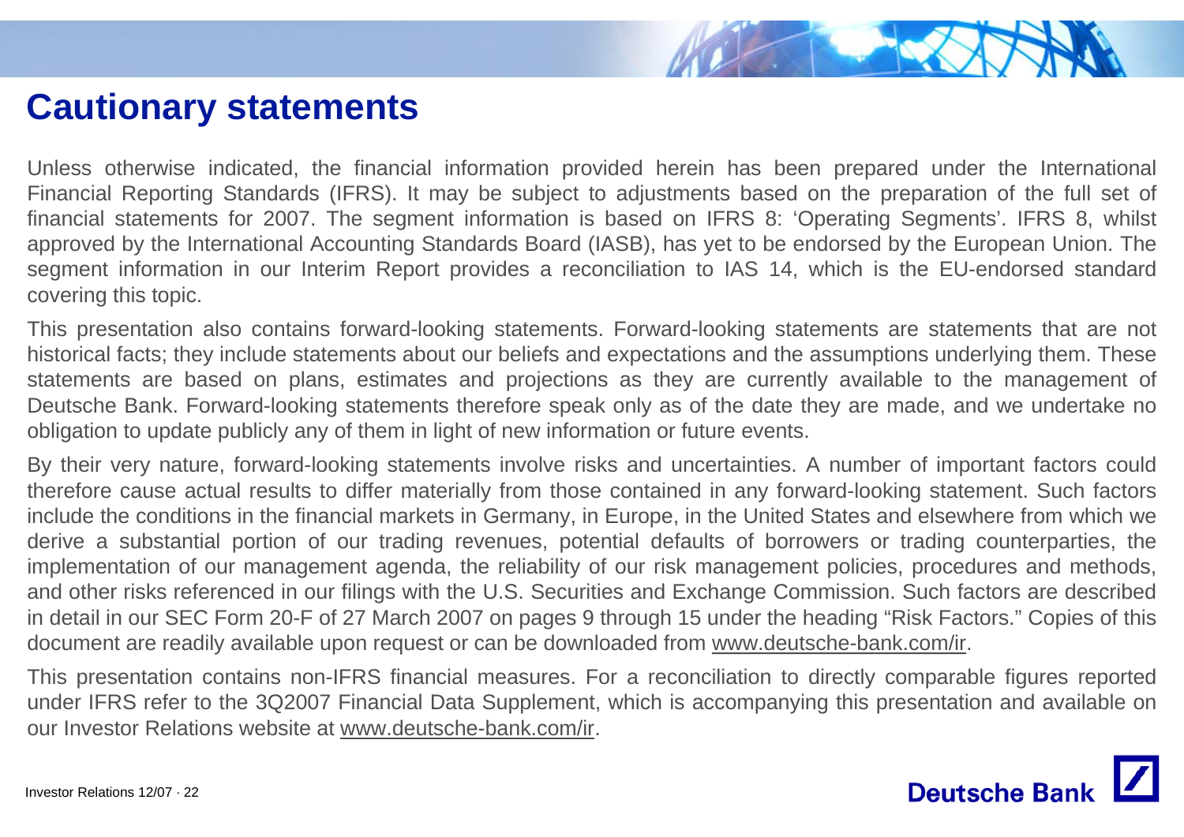# Cautionary statements

Unless otherwise indicated, the financial information provided herein has been prepared under the International Financial Reporting Standards (IFRS). It may be subject to adjustments based on the preparation of the full set of financial statements for 2007. The segment information is based on IFRS 8: 'Operating Segments'. IFRS 8, whilst approved by the International Accounting Standards Board (IASB), has yet to be endorsed by the European Union. The segment information in our Interim Report provides a reconciliation to IAS 14, which is the EU-endorsed standard covering this topic.

This presentation also contains forward-looking statements. Forward-looking statements are statements that are not historical facts; they include statements about our beliefs and expectations and the assumptions underlying them. These statements are based on plans, estimates and projections as they are currently available to the management of Deutsche Bank. Forward-looking statements therefore speak only as of the date they are made, and we undertake no obligation to update publicly any of them in light of new information or future events.

By their very nature, forward-looking statements involve risks and uncertainties. A number of important factors could therefore cause actual results to differ materially from those contained in any forward-looking statement. Such factors include the conditions in the financial markets in Germany, in Europe, in the United States and elsewhere from which we derive a substantial portion of our trading revenues, potential defaults of borrowers or trading counterparties, the implementation of our management agenda, the reliability of our risk management policies, procedures and methods, and other risks referenced in our filings with the U.S. Securities and Exchange Commission. Such factors are described in detail in our SEC Form 20-F of 27 March 2007 on pages 9 through 15 under the heading "Risk Factors." Copies of this document are readily available upon request or can be downloaded from www.deutsche-bank.com/ir.

This presentation contains non-IFRS financial measures. For a reconciliation to directly comparable figures reported under IFRS refer to the 3Q2007 Financial Data Supplement, which is accompanying this presentation and available on our Investor Relations website at www.deutsche-bank.com/ir.